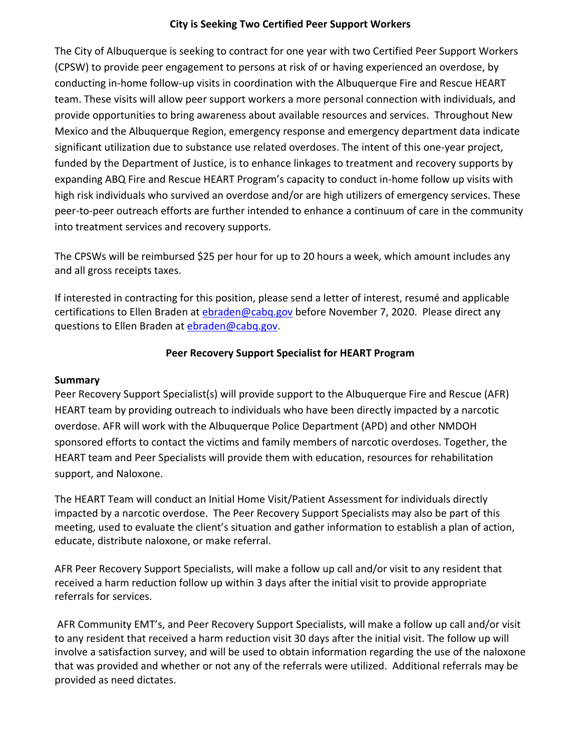## City is Seeking Two Certified Peer Support Workers

The City of Albuquerque is seeking to contract for one year with two Certified Peer Support Workers (CPSW) to provide peer engagement to persons at risk of or having experienced an overdose, by conducting in-home follow-up visits in coordination with the Albuquerque Fire and Rescue HEART team. These visits will allow peer support workers a more personal connection with individuals, and provide opportunities to bring awareness about available resources and services. Throughout New Mexico and the Albuquerque Region, emergency response and emergency department data indicate significant utilization due to substance use related overdoses. The intent of this one-year project, funded by the Department of Justice, is to enhance linkages to treatment and recovery supports by expanding ABQ Fire and Rescue HEART Program's capacity to conduct in-home follow up visits with high risk individuals who survived an overdose and/or are high utilizers of emergency services. These peer-to-peer outreach efforts are further intended to enhance a continuum of care in the community into treatment services and recovery supports.

The CPSWs will be reimbursed $25 per hour for up to 20 hours a week, which amount includes any and all gross receipts taxes.

If interested in contracting for this position, please send a letter of interest, resumé and applicable certifications to Ellen Braden at [ebraden@cabq.gov](mailto:ebraden@cabq.gov) before November 7, 2020. Please direct any questions to Ellen Braden at [ebraden@cabq.gov](mailto:ebraden@cabq.gov).

## Peer Recovery Support Specialist for HEART Program

**Summary**

Peer Recovery Support Specialist(s) will provide support to the Albuquerque Fire and Rescue (AFR) HEART team by providing outreach to individuals who have been directly impacted by a narcotic overdose. AFR will work with the Albuquerque Police Department (APD) and other NMDOH sponsored efforts to contact the victims and family members of narcotic overdoses. Together, the HEART team and Peer Specialists will provide them with education, resources for rehabilitation support, and Naloxone.

The HEART Team will conduct an Initial Home Visit/Patient Assessment for individuals directly impacted by a narcotic overdose. The Peer Recovery Support Specialists may also be part of this meeting, used to evaluate the client's situation and gather information to establish a plan of action, educate, distribute naloxone, or make referral.

AFR Peer Recovery Support Specialists, will make a follow up call and/or visit to any resident that received a harm reduction follow up within 3 days after the initial visit to provide appropriate referrals for services.

AFR Community EMT's, and Peer Recovery Support Specialists, will make a follow up call and/or visit to any resident that received a harm reduction visit 30 days after the initial visit. The follow up will involve a satisfaction survey, and will be used to obtain information regarding the use of the naloxone that was provided and whether or not any of the referrals were utilized. Additional referrals may be provided as need dictates.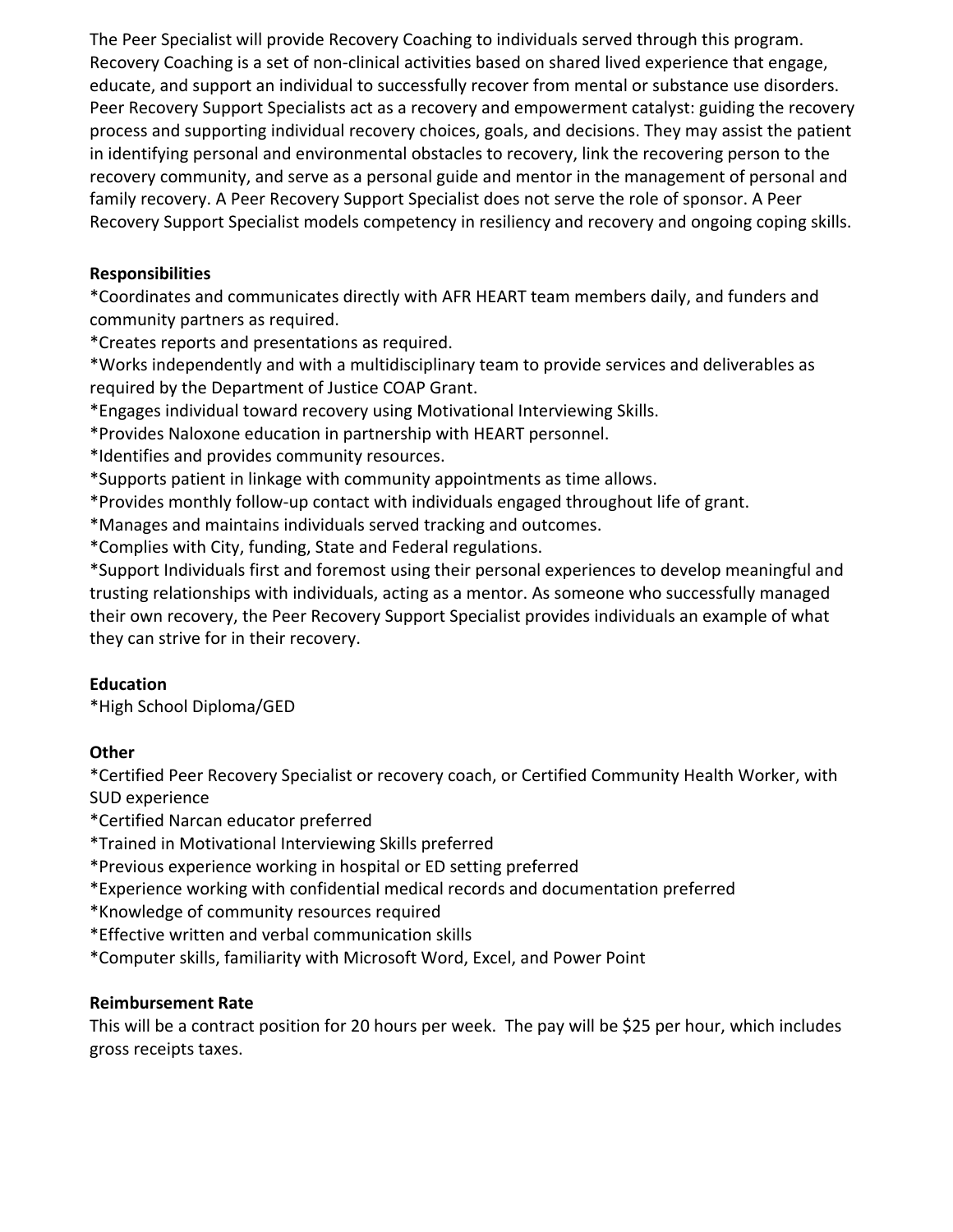The Peer Specialist will provide Recovery Coaching to individuals served through this program. Recovery Coaching is a set of non-clinical activities based on shared lived experience that engage, educate, and support an individual to successfully recover from mental or substance use disorders. Peer Recovery Support Specialists act as a recovery and empowerment catalyst: guiding the recovery process and supporting individual recovery choices, goals, and decisions. They may assist the patient in identifying personal and environmental obstacles to recovery, link the recovering person to the recovery community, and serve as a personal guide and mentor in the management of personal and family recovery. A Peer Recovery Support Specialist does not serve the role of sponsor. A Peer Recovery Support Specialist models competency in resiliency and recovery and ongoing coping skills.

**Responsibilities**

*Coordinates and communicates directly with AFR HEART team members daily, and funders and community partners as required.
*Creates reports and presentations as required.
*Works independently and with a multidisciplinary team to provide services and deliverables as required by the Department of Justice COAP Grant.
*Engages individual toward recovery using Motivational Interviewing Skills.
*Provides Naloxone education in partnership with HEART personnel.
*Identifies and provides community resources.
*Supports patient in linkage with community appointments as time allows.
*Provides monthly follow-up contact with individuals engaged throughout life of grant.
*Manages and maintains individuals served tracking and outcomes.
*Complies with City, funding, State and Federal regulations.
*Support Individuals first and foremost using their personal experiences to develop meaningful and trusting relationships with individuals, acting as a mentor. As someone who successfully managed their own recovery, the Peer Recovery Support Specialist provides individuals an example of what they can strive for in their recovery.

**Education**

*High School Diploma/GED

**Other**

*Certified Peer Recovery Specialist or recovery coach, or Certified Community Health Worker, with SUD experience
*Certified Narcan educator preferred
*Trained in Motivational Interviewing Skills preferred
*Previous experience working in hospital or ED setting preferred
*Experience working with confidential medical records and documentation preferred
*Knowledge of community resources required
*Effective written and verbal communication skills
*Computer skills, familiarity with Microsoft Word, Excel, and Power Point

**Reimbursement Rate**

This will be a contract position for 20 hours per week. The pay will be $25 per hour, which includes gross receipts taxes.